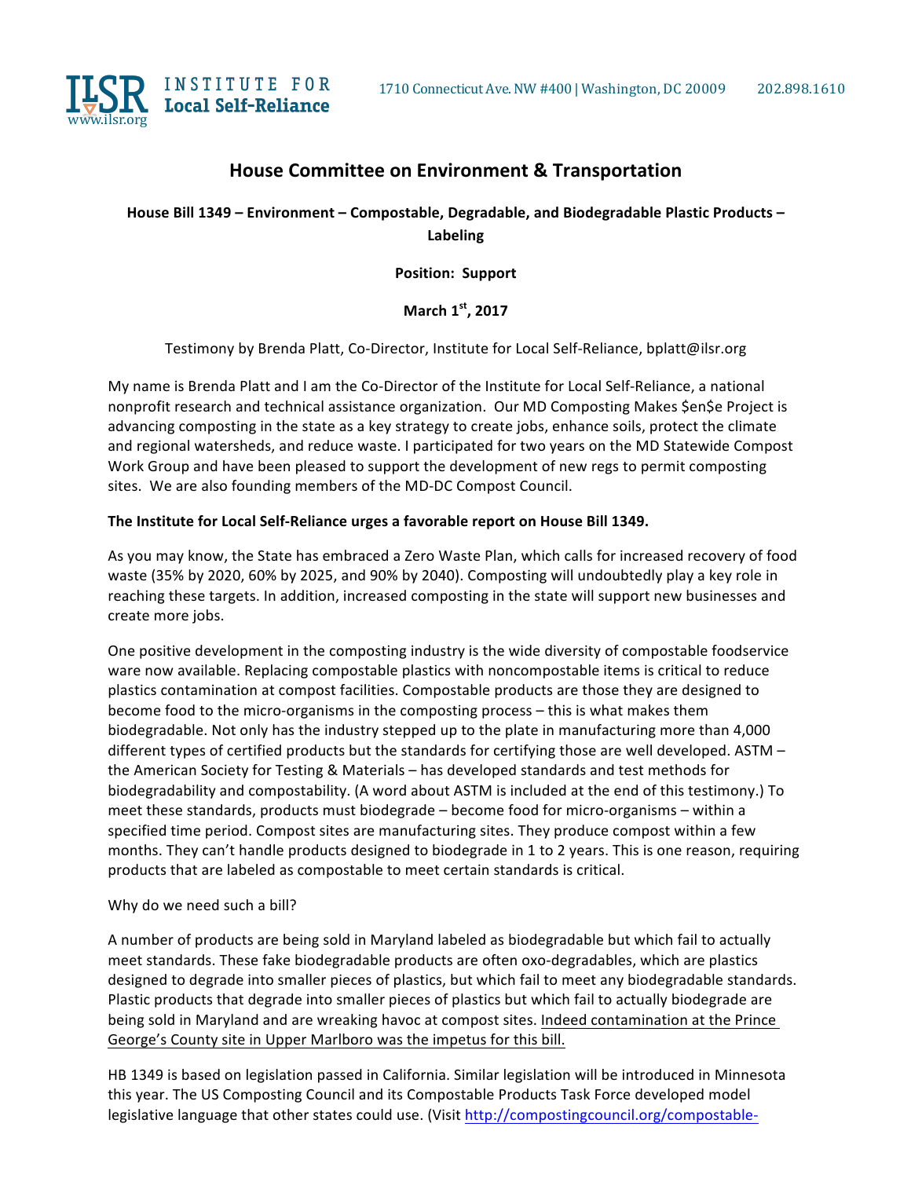ILSR INSTITUTE FOR Local Self-Reliance www.ilsr.org

1710 Connecticut Ave. NW #400 | Washington, DC 20009    202.898.1610

## House Committee on Environment & Transportation

**House Bill 1349 – Environment – Compostable, Degradable, and Biodegradable Plastic Products – Labeling**

**Position: Support**

**March 1st, 2017**

Testimony by Brenda Platt, Co-Director, Institute for Local Self-Reliance, bplatt@ilsr.org

My name is Brenda Platt and I am the Co-Director of the Institute for Local Self-Reliance, a national nonprofit research and technical assistance organization. Our MD Composting Makes $en$e Project is advancing composting in the state as a key strategy to create jobs, enhance soils, protect the climate and regional watersheds, and reduce waste. I participated for two years on the MD Statewide Compost Work Group and have been pleased to support the development of new regs to permit composting sites. We are also founding members of the MD-DC Compost Council.

**The Institute for Local Self-Reliance urges a favorable report on House Bill 1349.**

As you may know, the State has embraced a Zero Waste Plan, which calls for increased recovery of food waste (35% by 2020, 60% by 2025, and 90% by 2040). Composting will undoubtedly play a key role in reaching these targets. In addition, increased composting in the state will support new businesses and create more jobs.

One positive development in the composting industry is the wide diversity of compostable foodservice ware now available. Replacing compostable plastics with noncompostable items is critical to reduce plastics contamination at compost facilities. Compostable products are those they are designed to become food to the micro-organisms in the composting process – this is what makes them biodegradable. Not only has the industry stepped up to the plate in manufacturing more than 4,000 different types of certified products but the standards for certifying those are well developed. ASTM – the American Society for Testing & Materials – has developed standards and test methods for biodegradability and compostability. (A word about ASTM is included at the end of this testimony.) To meet these standards, products must biodegrade – become food for micro-organisms – within a specified time period. Compost sites are manufacturing sites. They produce compost within a few months. They can't handle products designed to biodegrade in 1 to 2 years. This is one reason, requiring products that are labeled as compostable to meet certain standards is critical.

Why do we need such a bill?

A number of products are being sold in Maryland labeled as biodegradable but which fail to actually meet standards. These fake biodegradable products are often oxo-degradables, which are plastics designed to degrade into smaller pieces of plastics, but which fail to meet any biodegradable standards. Plastic products that degrade into smaller pieces of plastics but which fail to actually biodegrade are being sold in Maryland and are wreaking havoc at compost sites. Indeed contamination at the Prince George's County site in Upper Marlboro was the impetus for this bill.

HB 1349 is based on legislation passed in California. Similar legislation will be introduced in Minnesota this year. The US Composting Council and its Compostable Products Task Force developed model legislative language that other states could use. (Visit http://compostingcouncil.org/compostable-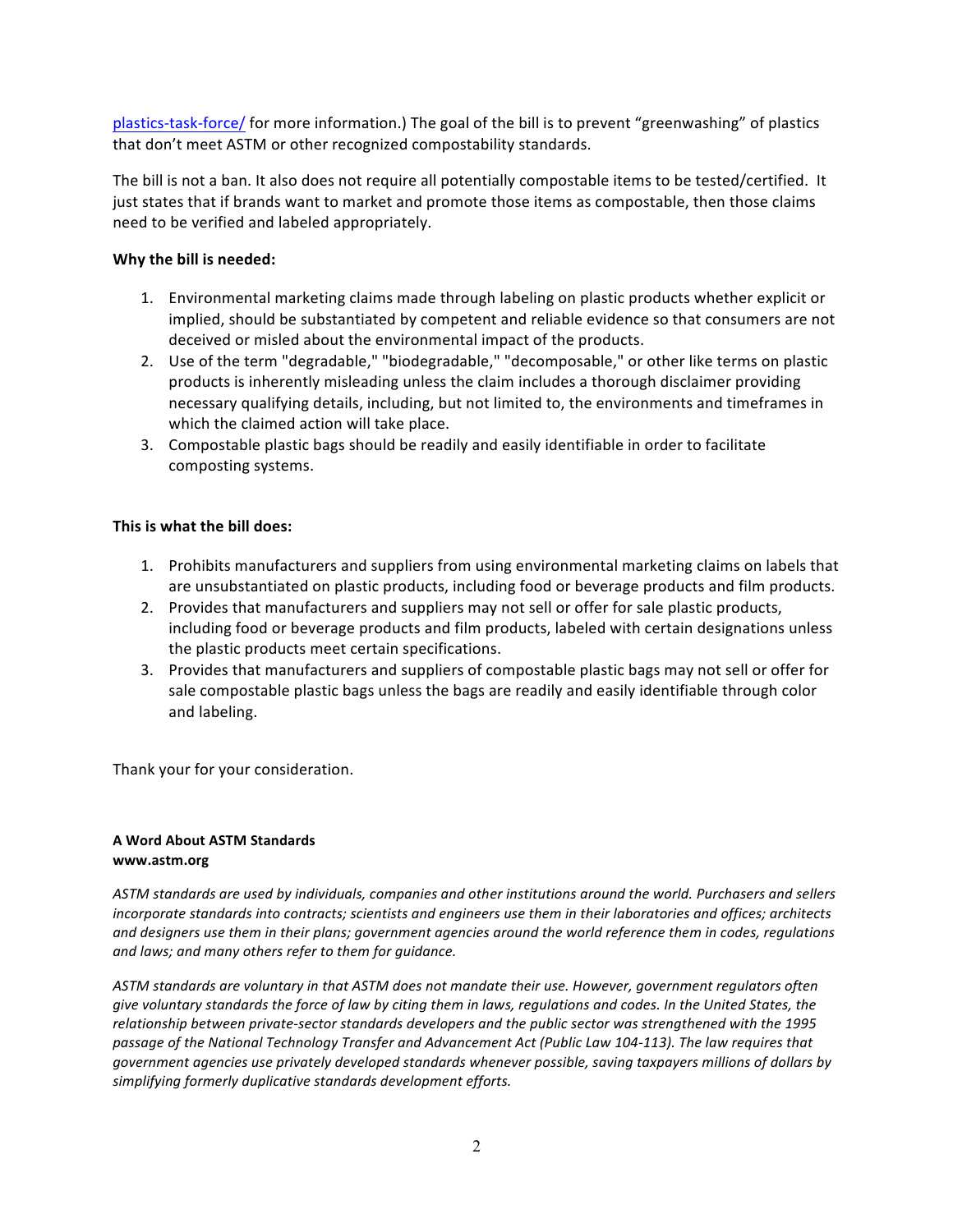[plastics-task-force/](plastics-task-force/) for more information.) The goal of the bill is to prevent "greenwashing" of plastics that don't meet ASTM or other recognized compostability standards.

The bill is not a ban. It also does not require all potentially compostable items to be tested/certified. It just states that if brands want to market and promote those items as compostable, then those claims need to be verified and labeled appropriately.

**Why the bill is needed:**

1. Environmental marketing claims made through labeling on plastic products whether explicit or implied, should be substantiated by competent and reliable evidence so that consumers are not deceived or misled about the environmental impact of the products.
2. Use of the term "degradable," "biodegradable," "decomposable," or other like terms on plastic products is inherently misleading unless the claim includes a thorough disclaimer providing necessary qualifying details, including, but not limited to, the environments and timeframes in which the claimed action will take place.
3. Compostable plastic bags should be readily and easily identifiable in order to facilitate composting systems.

**This is what the bill does:**

1. Prohibits manufacturers and suppliers from using environmental marketing claims on labels that are unsubstantiated on plastic products, including food or beverage products and film products.
2. Provides that manufacturers and suppliers may not sell or offer for sale plastic products, including food or beverage products and film products, labeled with certain designations unless the plastic products meet certain specifications.
3. Provides that manufacturers and suppliers of compostable plastic bags may not sell or offer for sale compostable plastic bags unless the bags are readily and easily identifiable through color and labeling.

Thank your for your consideration.

**A Word About ASTM Standards**
**www.astm.org**

*ASTM standards are used by individuals, companies and other institutions around the world. Purchasers and sellers incorporate standards into contracts; scientists and engineers use them in their laboratories and offices; architects and designers use them in their plans; government agencies around the world reference them in codes, regulations and laws; and many others refer to them for guidance.*

*ASTM standards are voluntary in that ASTM does not mandate their use. However, government regulators often give voluntary standards the force of law by citing them in laws, regulations and codes. In the United States, the relationship between private-sector standards developers and the public sector was strengthened with the 1995 passage of the National Technology Transfer and Advancement Act (Public Law 104-113). The law requires that government agencies use privately developed standards whenever possible, saving taxpayers millions of dollars by simplifying formerly duplicative standards development efforts.*